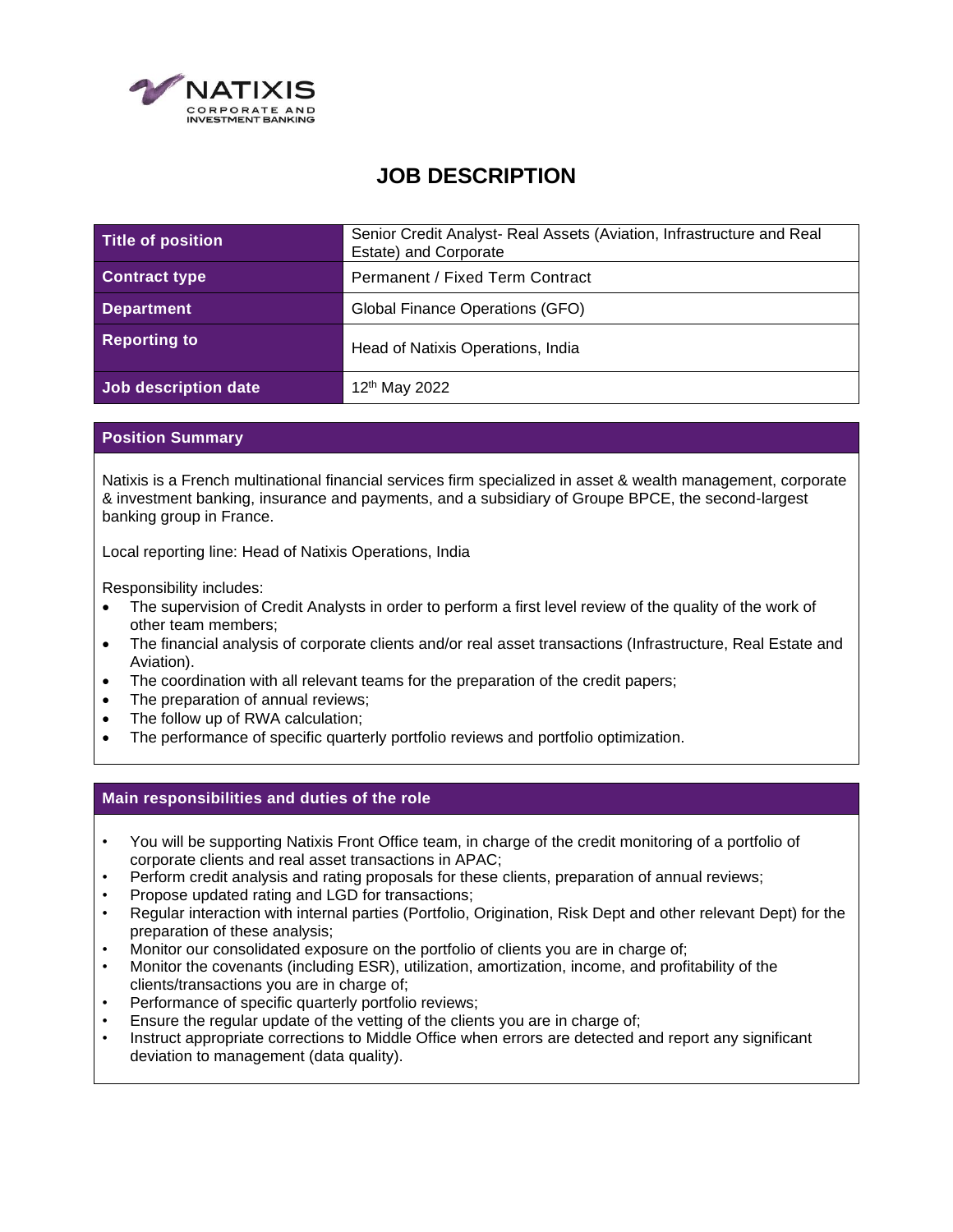NATIXIS
CORPORATE AND INVESTMENT BANKING

# JOB DESCRIPTION

| Title of position | Senior Credit Analyst- Real Assets (Aviation, Infrastructure and Real Estate) and Corporate |
|---|---|
| Contract type | Permanent / Fixed Term Contract |
| Department | Global Finance Operations (GFO) |
| Reporting to | Head of Natixis Operations, India |
| Job description date | 12th May 2022 |

## Position Summary

Natixis is a French multinational financial services firm specialized in asset & wealth management, corporate & investment banking, insurance and payments, and a subsidiary of Groupe BPCE, the second-largest banking group in France.

Local reporting line: Head of Natixis Operations, India

Responsibility includes:

- The supervision of Credit Analysts in order to perform a first level review of the quality of the work of other team members;
- The financial analysis of corporate clients and/or real asset transactions (Infrastructure, Real Estate and Aviation).
- The coordination with all relevant teams for the preparation of the credit papers;
- The preparation of annual reviews;
- The follow up of RWA calculation;
- The performance of specific quarterly portfolio reviews and portfolio optimization.

## Main responsibilities and duties of the role

- You will be supporting Natixis Front Office team, in charge of the credit monitoring of a portfolio of corporate clients and real asset transactions in APAC;
- Perform credit analysis and rating proposals for these clients, preparation of annual reviews;
- Propose updated rating and LGD for transactions;
- Regular interaction with internal parties (Portfolio, Origination, Risk Dept and other relevant Dept) for the preparation of these analysis;
- Monitor our consolidated exposure on the portfolio of clients you are in charge of;
- Monitor the covenants (including ESR), utilization, amortization, income, and profitability of the clients/transactions you are in charge of;
- Performance of specific quarterly portfolio reviews;
- Ensure the regular update of the vetting of the clients you are in charge of;
- Instruct appropriate corrections to Middle Office when errors are detected and report any significant deviation to management (data quality).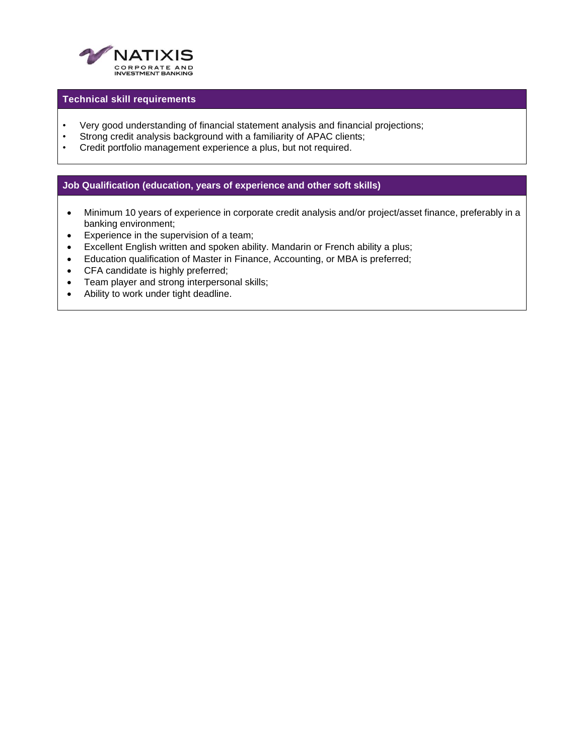## Technical skill requirements

- Very good understanding of financial statement analysis and financial projections;
- Strong credit analysis background with a familiarity of APAC clients;
- Credit portfolio management experience a plus, but not required.

## Job Qualification (education, years of experience and other soft skills)

- Minimum 10 years of experience in corporate credit analysis and/or project/asset finance, preferably in a banking environment;
- Experience in the supervision of a team;
- Excellent English written and spoken ability. Mandarin or French ability a plus;
- Education qualification of Master in Finance, Accounting, or MBA is preferred;
- CFA candidate is highly preferred;
- Team player and strong interpersonal skills;
- Ability to work under tight deadline.